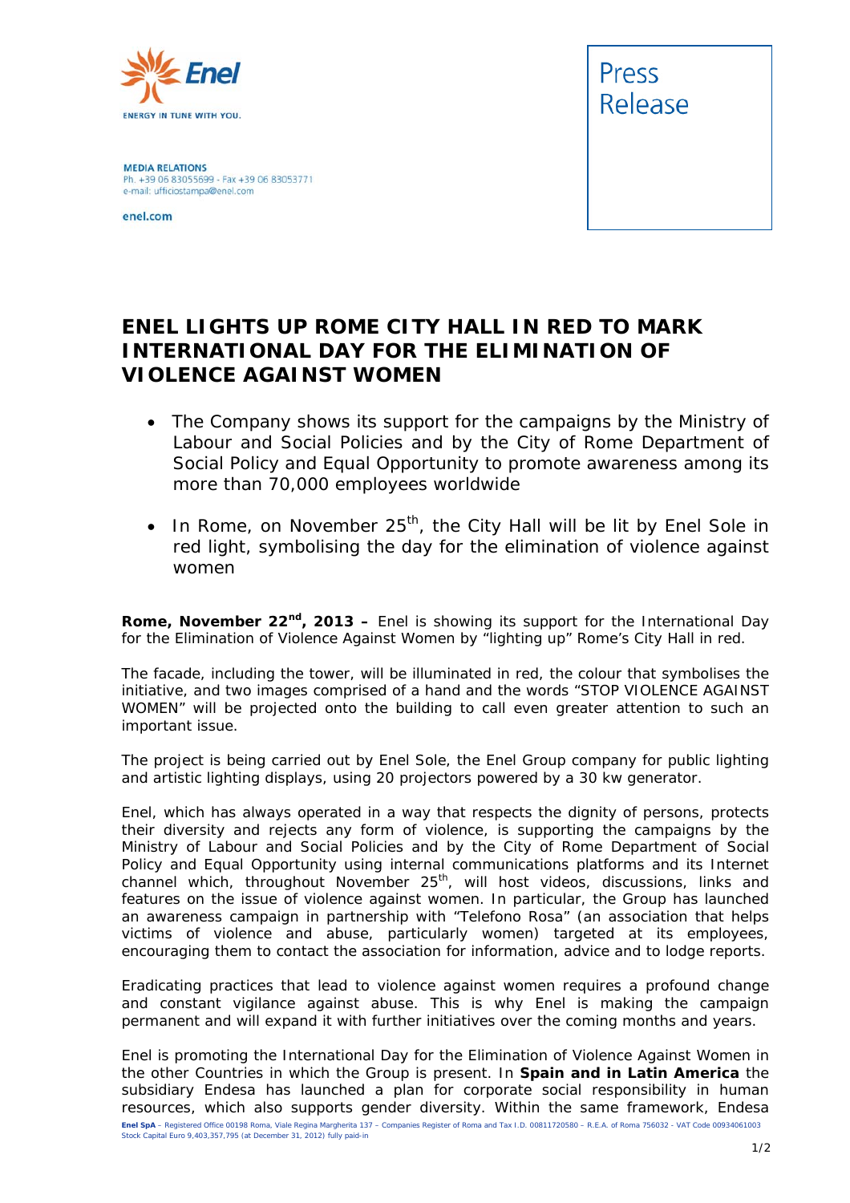Enel

ENERGY IN TUNE WITH YOU.

**MEDIA RELATIONS**
Ph. +39 06 83055699 - Fax +39 06 83053771
e-mail: ufficiostampa@enel.com

enel.com

Press Release

# ENEL LIGHTS UP ROME CITY HALL IN RED TO MARK INTERNATIONAL DAY FOR THE ELIMINATION OF VIOLENCE AGAINST WOMEN

- The Company shows its support for the campaigns by the Ministry of Labour and Social Policies and by the City of Rome Department of Social Policy and Equal Opportunity to promote awareness among its more than 70,000 employees worldwide
- In Rome, on November 25th, the City Hall will be lit by Enel Sole in red light, symbolising the day for the elimination of violence against women

**Rome, November 22nd, 2013 –** Enel is showing its support for the International Day for the Elimination of Violence Against Women by "lighting up" Rome's City Hall in red.

The facade, including the tower, will be illuminated in red, the colour that symbolises the initiative, and two images comprised of a hand and the words "STOP VIOLENCE AGAINST WOMEN" will be projected onto the building to call even greater attention to such an important issue.

The project is being carried out by Enel Sole, the Enel Group company for public lighting and artistic lighting displays, using 20 projectors powered by a 30 kw generator.

Enel, which has always operated in a way that respects the dignity of persons, protects their diversity and rejects any form of violence, is supporting the campaigns by the Ministry of Labour and Social Policies and by the City of Rome Department of Social Policy and Equal Opportunity using internal communications platforms and its Internet channel which, throughout November 25th, will host videos, discussions, links and features on the issue of violence against women. In particular, the Group has launched an awareness campaign in partnership with "Telefono Rosa" (an association that helps victims of violence and abuse, particularly women) targeted at its employees, encouraging them to contact the association for information, advice and to lodge reports.

Eradicating practices that lead to violence against women requires a profound change and constant vigilance against abuse. This is why Enel is making the campaign permanent and will expand it with further initiatives over the coming months and years.

Enel is promoting the International Day for the Elimination of Violence Against Women in the other Countries in which the Group is present. In **Spain and in Latin America** the subsidiary Endesa has launched a plan for corporate social responsibility in human resources, which also supports gender diversity. Within the same framework, Endesa

**Enel SpA** – Registered Office 00198 Roma, Viale Regina Margherita 137 – Companies Register of Roma and Tax I.D. 00811720580 – R.E.A. of Roma 756032 - VAT Code 00934061003
Stock Capital Euro 9,403,357,795 (at December 31, 2012) fully paid-in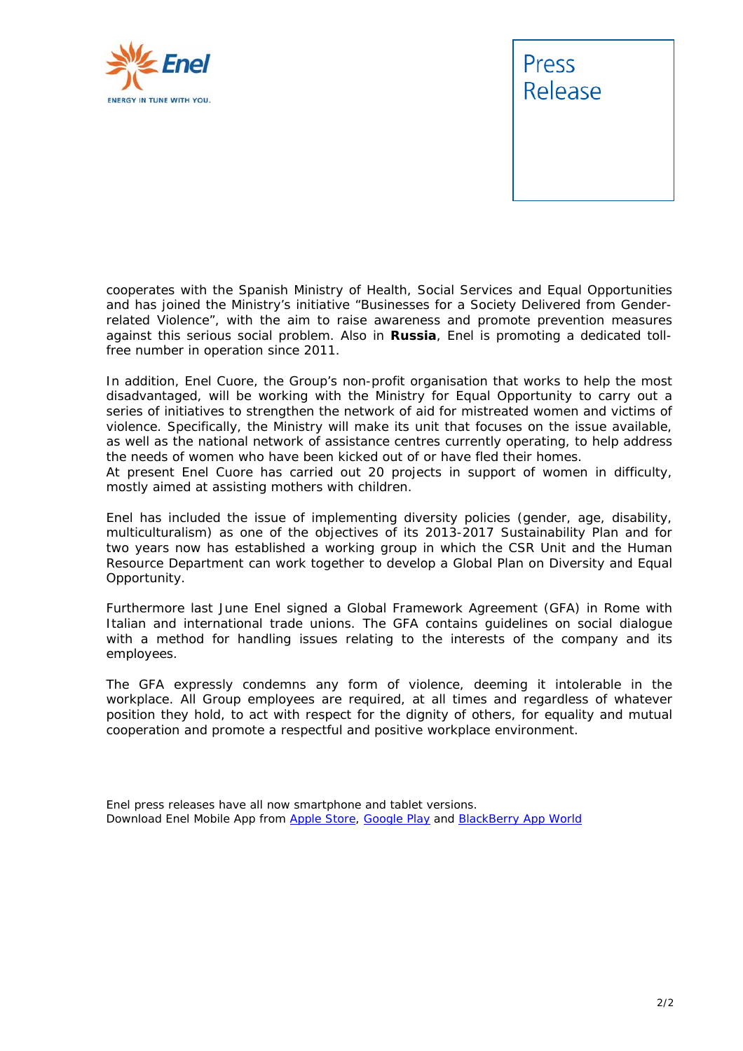cooperates with the Spanish Ministry of Health, Social Services and Equal Opportunities and has joined the Ministry's initiative "Businesses for a Society Delivered from Gender-related Violence", with the aim to raise awareness and promote prevention measures against this serious social problem. Also in **Russia**, Enel is promoting a dedicated toll-free number in operation since 2011.

In addition, Enel Cuore, the Group's non-profit organisation that works to help the most disadvantaged, will be working with the Ministry for Equal Opportunity to carry out a series of initiatives to strengthen the network of aid for mistreated women and victims of violence. Specifically, the Ministry will make its unit that focuses on the issue available, as well as the national network of assistance centres currently operating, to help address the needs of women who have been kicked out of or have fled their homes.
At present Enel Cuore has carried out 20 projects in support of women in difficulty, mostly aimed at assisting mothers with children.

Enel has included the issue of implementing diversity policies (gender, age, disability, multiculturalism) as one of the objectives of its 2013-2017 Sustainability Plan and for two years now has established a working group in which the CSR Unit and the Human Resource Department can work together to develop a Global Plan on Diversity and Equal Opportunity.

Furthermore last June Enel signed a Global Framework Agreement (GFA) in Rome with Italian and international trade unions. The GFA contains guidelines on social dialogue with a method for handling issues relating to the interests of the company and its employees.

The GFA expressly condemns any form of violence, deeming it intolerable in the workplace. All Group employees are required, at all times and regardless of whatever position they hold, to act with respect for the dignity of others, for equality and mutual cooperation and promote a respectful and positive workplace environment.

Enel press releases have all now smartphone and tablet versions.
Download Enel Mobile App from Apple Store, Google Play and BlackBerry App World